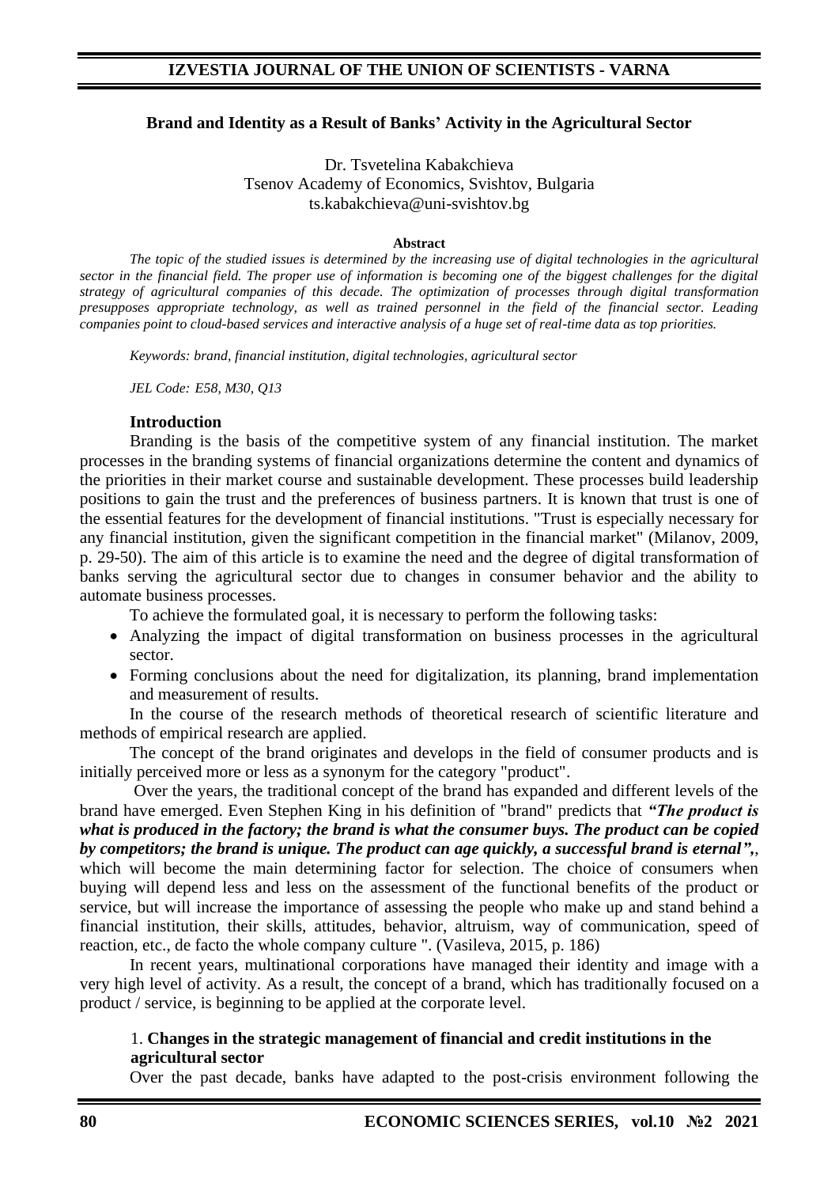# Brand and Identity as a Result of Banks' Activity in the Agricultural Sector

Dr. Tsvetelina Kabakchieva
Tsenov Academy of Economics, Svishtov, Bulgaria
ts.kabakchieva@uni-svishtov.bg

**Abstract**

*The topic of the studied issues is determined by the increasing use of digital technologies in the agricultural sector in the financial field. The proper use of information is becoming one of the biggest challenges for the digital strategy of agricultural companies of this decade. The optimization of processes through digital transformation presupposes appropriate technology, as well as trained personnel in the field of the financial sector. Leading companies point to cloud-based services and interactive analysis of a huge set of real-time data as top priorities.*

*Keywords: brand, financial institution, digital technologies, agricultural sector*

*JEL Code: E58, M30, Q13*

## Introduction

Branding is the basis of the competitive system of any financial institution. The market processes in the branding systems of financial organizations determine the content and dynamics of the priorities in their market course and sustainable development. These processes build leadership positions to gain the trust and the preferences of business partners. It is known that trust is one of the essential features for the development of financial institutions. "Trust is especially necessary for any financial institution, given the significant competition in the financial market" (Milanov, 2009, p. 29-50). The aim of this article is to examine the need and the degree of digital transformation of banks serving the agricultural sector due to changes in consumer behavior and the ability to automate business processes.

To achieve the formulated goal, it is necessary to perform the following tasks:

- Analyzing the impact of digital transformation on business processes in the agricultural sector.
- Forming conclusions about the need for digitalization, its planning, brand implementation and measurement of results.

In the course of the research methods of theoretical research of scientific literature and methods of empirical research are applied.

The concept of the brand originates and develops in the field of consumer products and is initially perceived more or less as a synonym for the category "product".

Over the years, the traditional concept of the brand has expanded and different levels of the brand have emerged. Even Stephen King in his definition of "brand" predicts that ***"The product is what is produced in the factory; the brand is what the consumer buys. The product can be copied by competitors; the brand is unique. The product can age quickly, a successful brand is eternal",*** which will become the main determining factor for selection. The choice of consumers when buying will depend less and less on the assessment of the functional benefits of the product or service, but will increase the importance of assessing the people who make up and stand behind a financial institution, their skills, attitudes, behavior, altruism, way of communication, speed of reaction, etc., de facto the whole company culture ". (Vasileva, 2015, p. 186)

In recent years, multinational corporations have managed their identity and image with a very high level of activity. As a result, the concept of a brand, which has traditionally focused on a product / service, is beginning to be applied at the corporate level.

## 1. Changes in the strategic management of financial and credit institutions in the agricultural sector

Over the past decade, banks have adapted to the post-crisis environment following the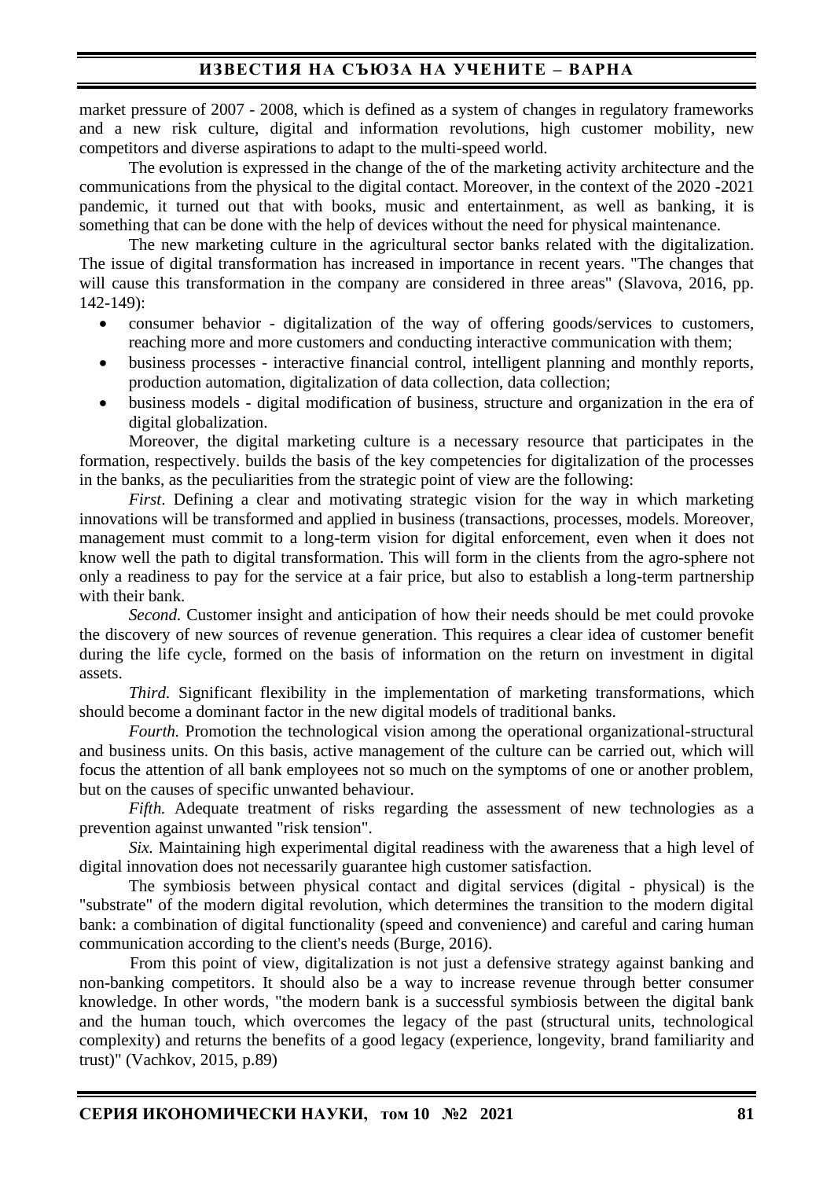market pressure of 2007 - 2008, which is defined as a system of changes in regulatory frameworks and a new risk culture, digital and information revolutions, high customer mobility, new competitors and diverse aspirations to adapt to the multi-speed world.

The evolution is expressed in the change of the of the marketing activity architecture and the communications from the physical to the digital contact. Moreover, in the context of the 2020 -2021 pandemic, it turned out that with books, music and entertainment, as well as banking, it is something that can be done with the help of devices without the need for physical maintenance.

The new marketing culture in the agricultural sector banks related with the digitalization. The issue of digital transformation has increased in importance in recent years. "The changes that will cause this transformation in the company are considered in three areas" (Slavova, 2016, pp. 142-149):

- consumer behavior - digitalization of the way of offering goods/services to customers, reaching more and more customers and conducting interactive communication with them;
- business processes - interactive financial control, intelligent planning and monthly reports, production automation, digitalization of data collection, data collection;
- business models - digital modification of business, structure and organization in the era of digital globalization.

Moreover, the digital marketing culture is a necessary resource that participates in the formation, respectively. builds the basis of the key competencies for digitalization of the processes in the banks, as the peculiarities from the strategic point of view are the following:

*First*. Defining a clear and motivating strategic vision for the way in which marketing innovations will be transformed and applied in business (transactions, processes, models. Moreover, management must commit to a long-term vision for digital enforcement, even when it does not know well the path to digital transformation. This will form in the clients from the agro-sphere not only a readiness to pay for the service at a fair price, but also to establish a long-term partnership with their bank.

*Second.* Customer insight and anticipation of how their needs should be met could provoke the discovery of new sources of revenue generation. This requires a clear idea of customer benefit during the life cycle, formed on the basis of information on the return on investment in digital assets.

*Third.* Significant flexibility in the implementation of marketing transformations, which should become a dominant factor in the new digital models of traditional banks.

*Fourth.* Promotion the technological vision among the operational organizational-structural and business units. On this basis, active management of the culture can be carried out, which will focus the attention of all bank employees not so much on the symptoms of one or another problem, but on the causes of specific unwanted behaviour.

*Fifth.* Adequate treatment of risks regarding the assessment of new technologies as a prevention against unwanted "risk tension".

*Six.* Maintaining high experimental digital readiness with the awareness that a high level of digital innovation does not necessarily guarantee high customer satisfaction.

The symbiosis between physical contact and digital services (digital - physical) is the "substrate" of the modern digital revolution, which determines the transition to the modern digital bank: a combination of digital functionality (speed and convenience) and careful and caring human communication according to the client's needs (Burge, 2016).

From this point of view, digitalization is not just a defensive strategy against banking and non-banking competitors. It should also be a way to increase revenue through better consumer knowledge. In other words, "the modern bank is a successful symbiosis between the digital bank and the human touch, which overcomes the legacy of the past (structural units, technological complexity) and returns the benefits of a good legacy (experience, longevity, brand familiarity and trust)" (Vachkov, 2015, p.89)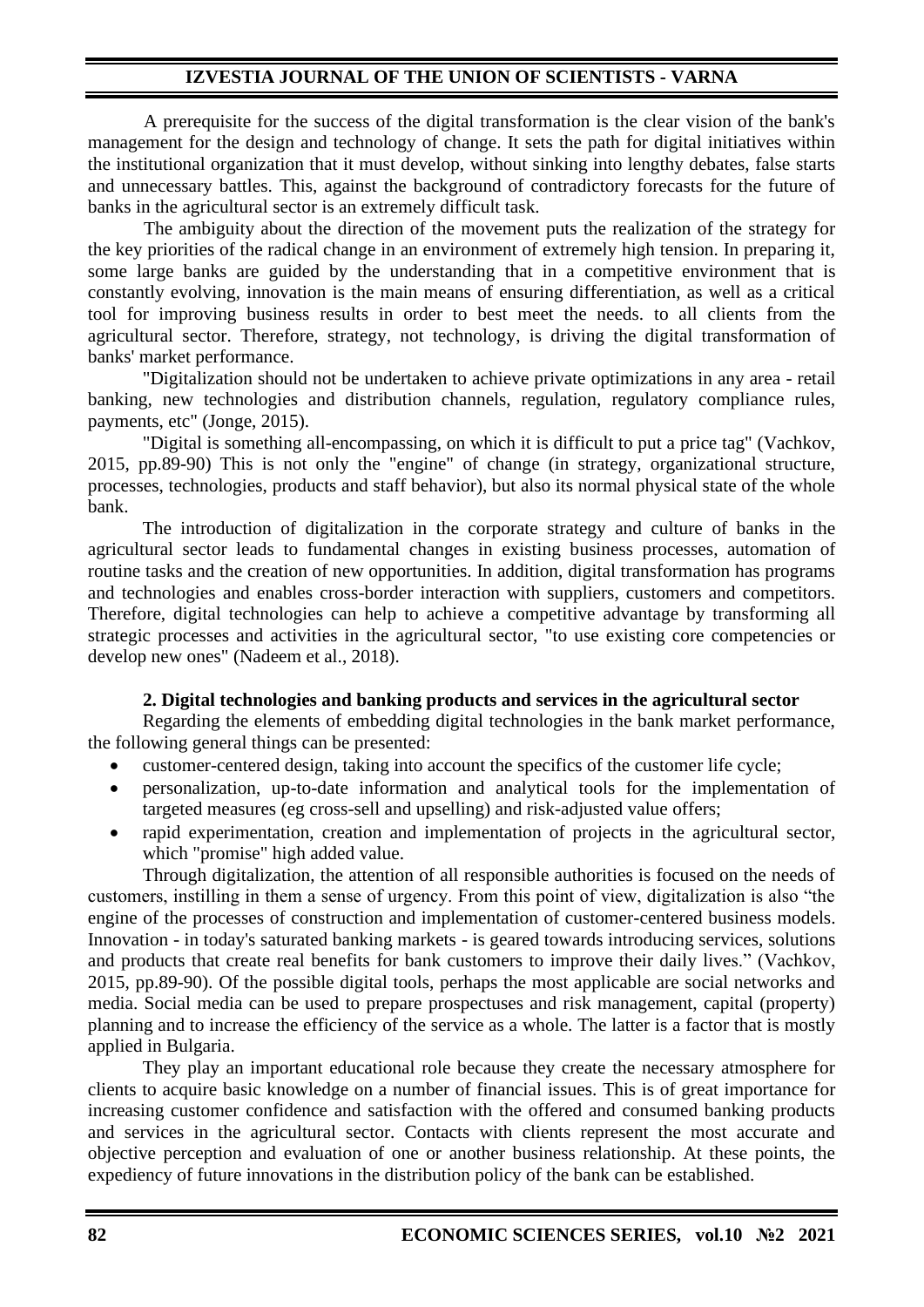A prerequisite for the success of the digital transformation is the clear vision of the bank's management for the design and technology of change. It sets the path for digital initiatives within the institutional organization that it must develop, without sinking into lengthy debates, false starts and unnecessary battles. This, against the background of contradictory forecasts for the future of banks in the agricultural sector is an extremely difficult task.

The ambiguity about the direction of the movement puts the realization of the strategy for the key priorities of the radical change in an environment of extremely high tension. In preparing it, some large banks are guided by the understanding that in a competitive environment that is constantly evolving, innovation is the main means of ensuring differentiation, as well as a critical tool for improving business results in order to best meet the needs. to all clients from the agricultural sector. Therefore, strategy, not technology, is driving the digital transformation of banks' market performance.

"Digitalization should not be undertaken to achieve private optimizations in any area - retail banking, new technologies and distribution channels, regulation, regulatory compliance rules, payments, etc" (Jonge, 2015).

"Digital is something all-encompassing, on which it is difficult to put a price tag" (Vachkov, 2015, pp.89-90) This is not only the "engine" of change (in strategy, organizational structure, processes, technologies, products and staff behavior), but also its normal physical state of the whole bank.

The introduction of digitalization in the corporate strategy and culture of banks in the agricultural sector leads to fundamental changes in existing business processes, automation of routine tasks and the creation of new opportunities. In addition, digital transformation has programs and technologies and enables cross-border interaction with suppliers, customers and competitors. Therefore, digital technologies can help to achieve a competitive advantage by transforming all strategic processes and activities in the agricultural sector, "to use existing core competencies or develop new ones" (Nadeem et al., 2018).

## 2. Digital technologies and banking products and services in the agricultural sector

Regarding the elements of embedding digital technologies in the bank market performance, the following general things can be presented:

- customer-centered design, taking into account the specifics of the customer life cycle;
- personalization, up-to-date information and analytical tools for the implementation of targeted measures (eg cross-sell and upselling) and risk-adjusted value offers;
- rapid experimentation, creation and implementation of projects in the agricultural sector, which "promise" high added value.

Through digitalization, the attention of all responsible authorities is focused on the needs of customers, instilling in them a sense of urgency. From this point of view, digitalization is also "the engine of the processes of construction and implementation of customer-centered business models. Innovation - in today's saturated banking markets - is geared towards introducing services, solutions and products that create real benefits for bank customers to improve their daily lives." (Vachkov, 2015, pp.89-90). Of the possible digital tools, perhaps the most applicable are social networks and media. Social media can be used to prepare prospectuses and risk management, capital (property) planning and to increase the efficiency of the service as a whole. The latter is a factor that is mostly applied in Bulgaria.

They play an important educational role because they create the necessary atmosphere for clients to acquire basic knowledge on a number of financial issues. This is of great importance for increasing customer confidence and satisfaction with the offered and consumed banking products and services in the agricultural sector. Contacts with clients represent the most accurate and objective perception and evaluation of one or another business relationship. At these points, the expediency of future innovations in the distribution policy of the bank can be established.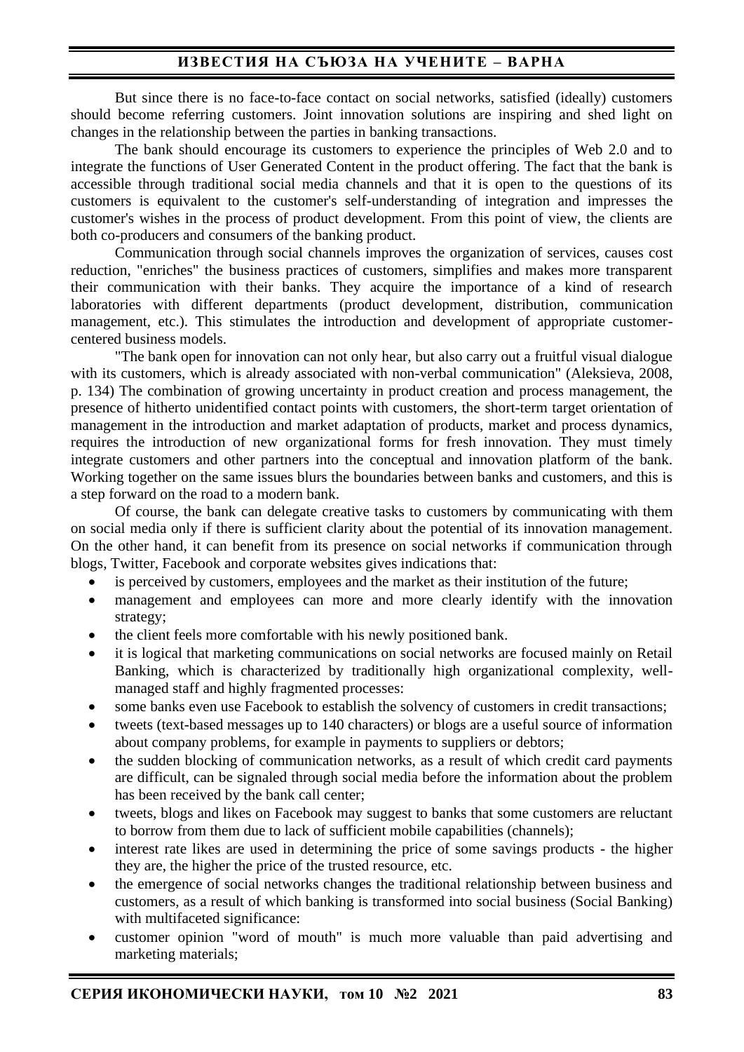But since there is no face-to-face contact on social networks, satisfied (ideally) customers should become referring customers. Joint innovation solutions are inspiring and shed light on changes in the relationship between the parties in banking transactions.

The bank should encourage its customers to experience the principles of Web 2.0 and to integrate the functions of User Generated Content in the product offering. The fact that the bank is accessible through traditional social media channels and that it is open to the questions of its customers is equivalent to the customer's self-understanding of integration and impresses the customer's wishes in the process of product development. From this point of view, the clients are both co-producers and consumers of the banking product.

Communication through social channels improves the organization of services, causes cost reduction, "enriches" the business practices of customers, simplifies and makes more transparent their communication with their banks. They acquire the importance of a kind of research laboratories with different departments (product development, distribution, communication management, etc.). This stimulates the introduction and development of appropriate customer-centered business models.

"The bank open for innovation can not only hear, but also carry out a fruitful visual dialogue with its customers, which is already associated with non-verbal communication" (Aleksieva, 2008, p. 134) The combination of growing uncertainty in product creation and process management, the presence of hitherto unidentified contact points with customers, the short-term target orientation of management in the introduction and market adaptation of products, market and process dynamics, requires the introduction of new organizational forms for fresh innovation. They must timely integrate customers and other partners into the conceptual and innovation platform of the bank. Working together on the same issues blurs the boundaries between banks and customers, and this is a step forward on the road to a modern bank.

Of course, the bank can delegate creative tasks to customers by communicating with them on social media only if there is sufficient clarity about the potential of its innovation management. On the other hand, it can benefit from its presence on social networks if communication through blogs, Twitter, Facebook and corporate websites gives indications that:

- is perceived by customers, employees and the market as their institution of the future;
- management and employees can more and more clearly identify with the innovation strategy;
- the client feels more comfortable with his newly positioned bank.
- it is logical that marketing communications on social networks are focused mainly on Retail Banking, which is characterized by traditionally high organizational complexity, well-managed staff and highly fragmented processes:
- some banks even use Facebook to establish the solvency of customers in credit transactions;
- tweets (text-based messages up to 140 characters) or blogs are a useful source of information about company problems, for example in payments to suppliers or debtors;
- the sudden blocking of communication networks, as a result of which credit card payments are difficult, can be signaled through social media before the information about the problem has been received by the bank call center;
- tweets, blogs and likes on Facebook may suggest to banks that some customers are reluctant to borrow from them due to lack of sufficient mobile capabilities (channels);
- interest rate likes are used in determining the price of some savings products - the higher they are, the higher the price of the trusted resource, etc.
- the emergence of social networks changes the traditional relationship between business and customers, as a result of which banking is transformed into social business (Social Banking) with multifaceted significance:
- customer opinion "word of mouth" is much more valuable than paid advertising and marketing materials;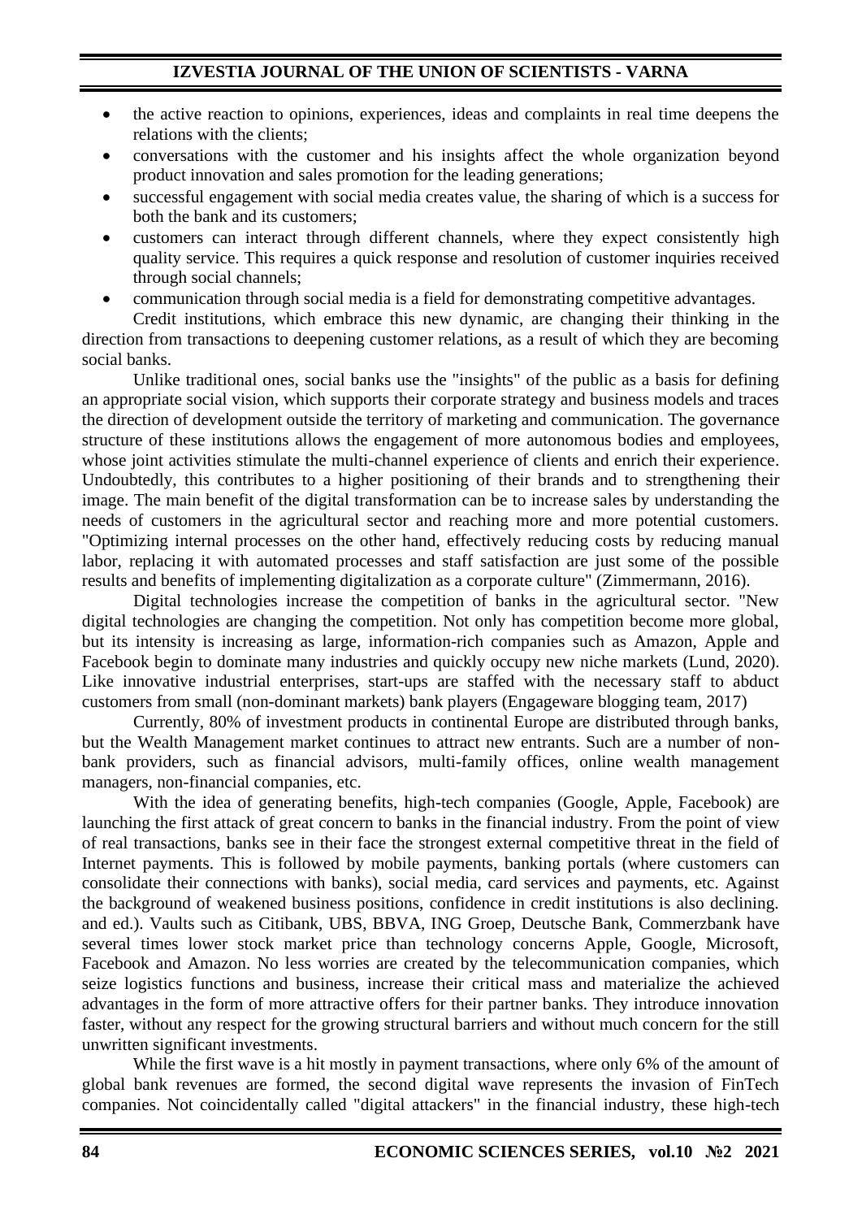- the active reaction to opinions, experiences, ideas and complaints in real time deepens the relations with the clients;
- conversations with the customer and his insights affect the whole organization beyond product innovation and sales promotion for the leading generations;
- successful engagement with social media creates value, the sharing of which is a success for both the bank and its customers;
- customers can interact through different channels, where they expect consistently high quality service. This requires a quick response and resolution of customer inquiries received through social channels;
- communication through social media is a field for demonstrating competitive advantages.

Credit institutions, which embrace this new dynamic, are changing their thinking in the direction from transactions to deepening customer relations, as a result of which they are becoming social banks.

Unlike traditional ones, social banks use the "insights" of the public as a basis for defining an appropriate social vision, which supports their corporate strategy and business models and traces the direction of development outside the territory of marketing and communication. The governance structure of these institutions allows the engagement of more autonomous bodies and employees, whose joint activities stimulate the multi-channel experience of clients and enrich their experience. Undoubtedly, this contributes to a higher positioning of their brands and to strengthening their image. The main benefit of the digital transformation can be to increase sales by understanding the needs of customers in the agricultural sector and reaching more and more potential customers. "Optimizing internal processes on the other hand, effectively reducing costs by reducing manual labor, replacing it with automated processes and staff satisfaction are just some of the possible results and benefits of implementing digitalization as a corporate culture" (Zimmermann, 2016).

Digital technologies increase the competition of banks in the agricultural sector. "New digital technologies are changing the competition. Not only has competition become more global, but its intensity is increasing as large, information-rich companies such as Amazon, Apple and Facebook begin to dominate many industries and quickly occupy new niche markets (Lund, 2020). Like innovative industrial enterprises, start-ups are staffed with the necessary staff to abduct customers from small (non-dominant markets) bank players (Engageware blogging team, 2017)

Currently, 80% of investment products in continental Europe are distributed through banks, but the Wealth Management market continues to attract new entrants. Such are a number of non-bank providers, such as financial advisors, multi-family offices, online wealth management managers, non-financial companies, etc.

With the idea of generating benefits, high-tech companies (Google, Apple, Facebook) are launching the first attack of great concern to banks in the financial industry. From the point of view of real transactions, banks see in their face the strongest external competitive threat in the field of Internet payments. This is followed by mobile payments, banking portals (where customers can consolidate their connections with banks), social media, card services and payments, etc. Against the background of weakened business positions, confidence in credit institutions is also declining. and ed.). Vaults such as Citibank, UBS, BBVA, ING Groep, Deutsche Bank, Commerzbank have several times lower stock market price than technology concerns Apple, Google, Microsoft, Facebook and Amazon. No less worries are created by the telecommunication companies, which seize logistics functions and business, increase their critical mass and materialize the achieved advantages in the form of more attractive offers for their partner banks. They introduce innovation faster, without any respect for the growing structural barriers and without much concern for the still unwritten significant investments.

While the first wave is a hit mostly in payment transactions, where only 6% of the amount of global bank revenues are formed, the second digital wave represents the invasion of FinTech companies. Not coincidentally called "digital attackers" in the financial industry, these high-tech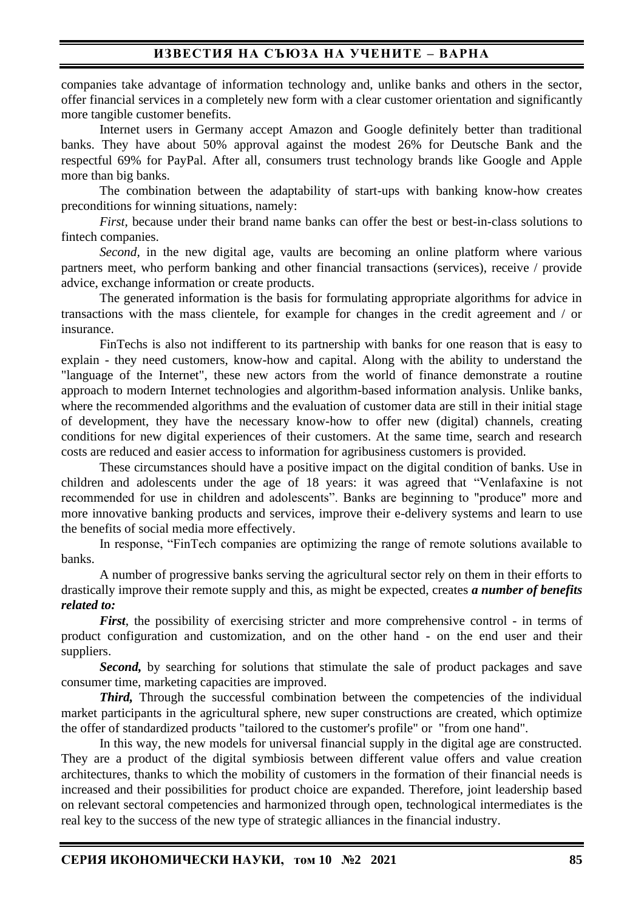companies take advantage of information technology and, unlike banks and others in the sector, offer financial services in a completely new form with a clear customer orientation and significantly more tangible customer benefits.

Internet users in Germany accept Amazon and Google definitely better than traditional banks. They have about 50% approval against the modest 26% for Deutsche Bank and the respectful 69% for PayPal. After all, consumers trust technology brands like Google and Apple more than big banks.

The combination between the adaptability of start-ups with banking know-how creates preconditions for winning situations, namely:

*First*, because under their brand name banks can offer the best or best-in-class solutions to fintech companies.

*Second*, in the new digital age, vaults are becoming an online platform where various partners meet, who perform banking and other financial transactions (services), receive / provide advice, exchange information or create products.

The generated information is the basis for formulating appropriate algorithms for advice in transactions with the mass clientele, for example for changes in the credit agreement and / or insurance.

FinTechs is also not indifferent to its partnership with banks for one reason that is easy to explain - they need customers, know-how and capital. Along with the ability to understand the "language of the Internet", these new actors from the world of finance demonstrate a routine approach to modern Internet technologies and algorithm-based information analysis. Unlike banks, where the recommended algorithms and the evaluation of customer data are still in their initial stage of development, they have the necessary know-how to offer new (digital) channels, creating conditions for new digital experiences of their customers. At the same time, search and research costs are reduced and easier access to information for agribusiness customers is provided.

These circumstances should have a positive impact on the digital condition of banks. Use in children and adolescents under the age of 18 years: it was agreed that "Venlafaxine is not recommended for use in children and adolescents". Banks are beginning to "produce" more and more innovative banking products and services, improve their e-delivery systems and learn to use the benefits of social media more effectively.

In response, "FinTech companies are optimizing the range of remote solutions available to banks.

A number of progressive banks serving the agricultural sector rely on them in their efforts to drastically improve their remote supply and this, as might be expected, creates ***a number of benefits related to:***

***First***, the possibility of exercising stricter and more comprehensive control - in terms of product configuration and customization, and on the other hand - on the end user and their suppliers.

***Second,*** by searching for solutions that stimulate the sale of product packages and save consumer time, marketing capacities are improved.

***Third,*** Through the successful combination between the competencies of the individual market participants in the agricultural sphere, new super constructions are created, which optimize the offer of standardized products "tailored to the customer's profile" or "from one hand".

In this way, the new models for universal financial supply in the digital age are constructed. They are a product of the digital symbiosis between different value offers and value creation architectures, thanks to which the mobility of customers in the formation of their financial needs is increased and their possibilities for product choice are expanded. Therefore, joint leadership based on relevant sectoral competencies and harmonized through open, technological intermediates is the real key to the success of the new type of strategic alliances in the financial industry.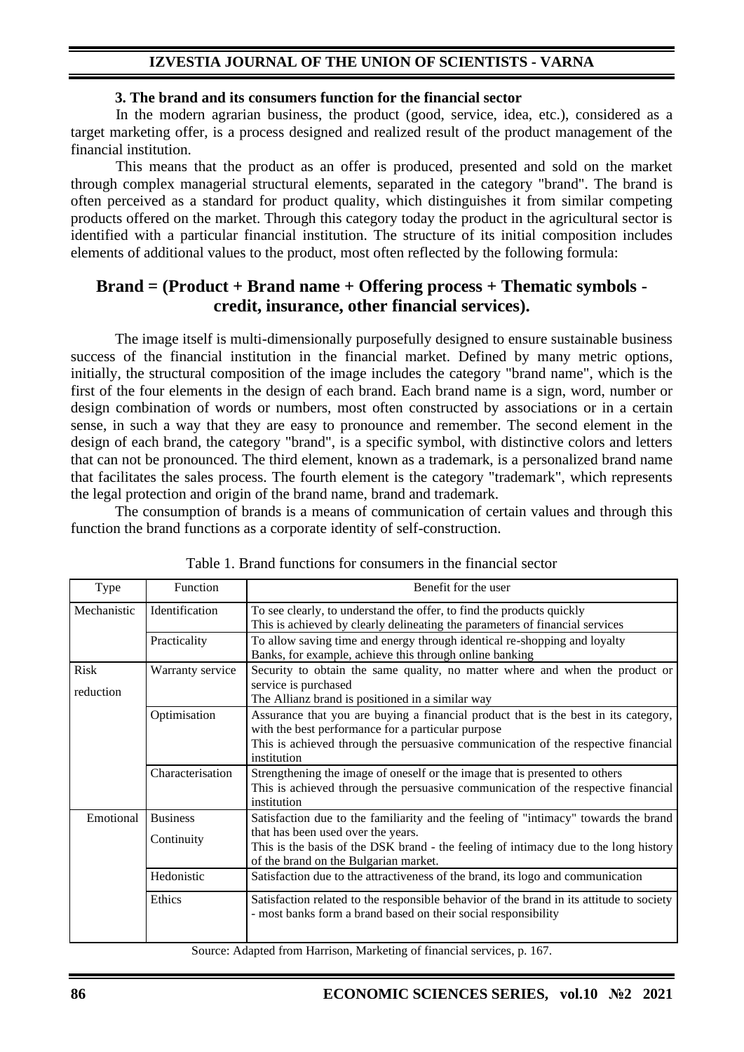### 3. The brand and its consumers function for the financial sector

In the modern agrarian business, the product (good, service, idea, etc.), considered as a target marketing offer, is a process designed and realized result of the product management of the financial institution.

This means that the product as an offer is produced, presented and sold on the market through complex managerial structural elements, separated in the category "brand". The brand is often perceived as a standard for product quality, which distinguishes it from similar competing products offered on the market. Through this category today the product in the agricultural sector is identified with a particular financial institution. The structure of its initial composition includes elements of additional values to the product, most often reflected by the following formula:

**Brand = (Product + Brand name + Offering process + Thematic symbols - credit, insurance, other financial services).**

The image itself is multi-dimensionally purposefully designed to ensure sustainable business success of the financial institution in the financial market. Defined by many metric options, initially, the structural composition of the image includes the category "brand name", which is the first of the four elements in the design of each brand. Each brand name is a sign, word, number or design combination of words or numbers, most often constructed by associations or in a certain sense, in such a way that they are easy to pronounce and remember. The second element in the design of each brand, the category "brand", is a specific symbol, with distinctive colors and letters that can not be pronounced. The third element, known as a trademark, is a personalized brand name that facilitates the sales process. The fourth element is the category "trademark", which represents the legal protection and origin of the brand name, brand and trademark.

The consumption of brands is a means of communication of certain values and through this function the brand functions as a corporate identity of self-construction.

Table 1. Brand functions for consumers in the financial sector

| Type | Function | Benefit for the user |
|---|---|---|
| Mechanistic | Identification | To see clearly, to understand the offer, to find the products quickly<br>This is achieved by clearly delineating the parameters of financial services |
| | Practicality | To allow saving time and energy through identical re-shopping and loyalty<br>Banks, for example, achieve this through online banking |
| Risk reduction | Warranty service | Security to obtain the same quality, no matter where and when the product or service is purchased<br>The Allianz brand is positioned in a similar way |
| | Optimisation | Assurance that you are buying a financial product that is the best in its category, with the best performance for a particular purpose<br>This is achieved through the persuasive communication of the respective financial institution |
| | Characterisation | Strengthening the image of oneself or the image that is presented to others<br>This is achieved through the persuasive communication of the respective financial institution |
| Emotional | Business Continuity | Satisfaction due to the familiarity and the feeling of "intimacy" towards the brand that has been used over the years.<br>This is the basis of the DSK brand - the feeling of intimacy due to the long history of the brand on the Bulgarian market. |
| | Hedonistic | Satisfaction due to the attractiveness of the brand, its logo and communication |
| | Ethics | Satisfaction related to the responsible behavior of the brand in its attitude to society - most banks form a brand based on their social responsibility |

Source: Adapted from Harrison, Marketing of financial services, p. 167.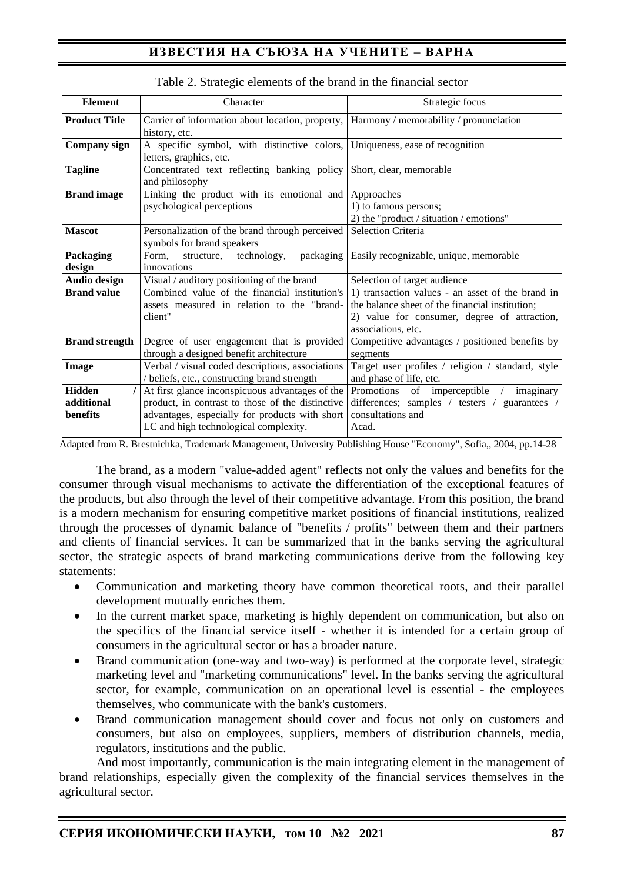Table 2. Strategic elements of the brand in the financial sector

| Element | Character | Strategic focus |
|---|---|---|
| **Product Title** | Carrier of information about location, property, history, etc. | Harmony / memorability / pronunciation |
| **Company sign** | A specific symbol, with distinctive colors, letters, graphics, etc. | Uniqueness, ease of recognition |
| **Tagline** | Concentrated text reflecting banking policy and philosophy | Short, clear, memorable |
| **Brand image** | Linking the product with its emotional and psychological perceptions | Approaches<br>1) to famous persons;<br>2) the "product / situation / emotions" |
| **Mascot** | Personalization of the brand through perceived symbols for brand speakers | Selection Criteria |
| **Packaging design** | Form, structure, technology, packaging innovations | Easily recognizable, unique, memorable |
| **Audio design** | Visual / auditory positioning of the brand | Selection of target audience |
| **Brand value** | Combined value of the financial institution's assets measured in relation to the "brand-client" | 1) transaction values - an asset of the brand in the balance sheet of the financial institution;<br>2) value for consumer, degree of attraction, associations, etc. |
| **Brand strength** | Degree of user engagement that is provided through a designed benefit architecture | Competitive advantages / positioned benefits by segments |
| **Image** | Verbal / visual coded descriptions, associations / beliefs, etc., constructing brand strength | Target user profiles / religion / standard, style and phase of life, etc. |
| **Hidden / additional benefits** | At first glance inconspicuous advantages of the product, in contrast to those of the distinctive advantages, especially for products with short LC and high technological complexity. | Promotions of imperceptible / imaginary differences; samples / testers / guarantees / consultations and<br>Acad. |

Adapted from R. Brestnichka, Trademark Management, University Publishing House "Economy", Sofia,, 2004, pp.14-28

The brand, as a modern "value-added agent" reflects not only the values and benefits for the consumer through visual mechanisms to activate the differentiation of the exceptional features of the products, but also through the level of their competitive advantage. From this position, the brand is a modern mechanism for ensuring competitive market positions of financial institutions, realized through the processes of dynamic balance of "benefits / profits" between them and their partners and clients of financial services. It can be summarized that in the banks serving the agricultural sector, the strategic aspects of brand marketing communications derive from the following key statements:

- Communication and marketing theory have common theoretical roots, and their parallel development mutually enriches them.
- In the current market space, marketing is highly dependent on communication, but also on the specifics of the financial service itself - whether it is intended for a certain group of consumers in the agricultural sector or has a broader nature.
- Brand communication (one-way and two-way) is performed at the corporate level, strategic marketing level and "marketing communications" level. In the banks serving the agricultural sector, for example, communication on an operational level is essential - the employees themselves, who communicate with the bank's customers.
- Brand communication management should cover and focus not only on customers and consumers, but also on employees, suppliers, members of distribution channels, media, regulators, institutions and the public.

And most importantly, communication is the main integrating element in the management of brand relationships, especially given the complexity of the financial services themselves in the agricultural sector.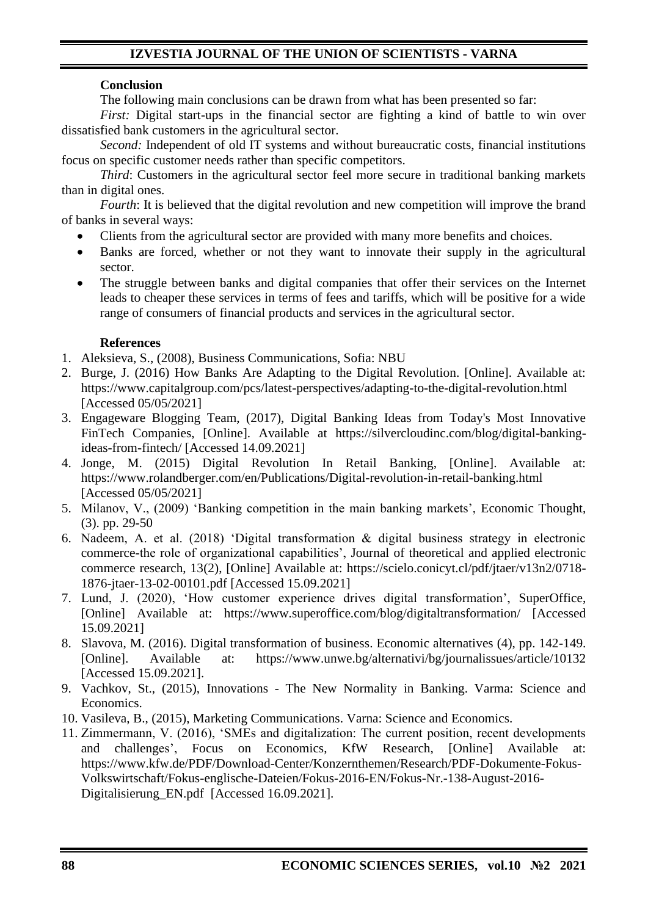**Conclusion**

The following main conclusions can be drawn from what has been presented so far:

*First:* Digital start-ups in the financial sector are fighting a kind of battle to win over dissatisfied bank customers in the agricultural sector.

*Second:* Independent of old IT systems and without bureaucratic costs, financial institutions focus on specific customer needs rather than specific competitors.

*Third*: Customers in the agricultural sector feel more secure in traditional banking markets than in digital ones.

*Fourth*: It is believed that the digital revolution and new competition will improve the brand of banks in several ways:

- Clients from the agricultural sector are provided with many more benefits and choices.
- Banks are forced, whether or not they want to innovate their supply in the agricultural sector.
- The struggle between banks and digital companies that offer their services on the Internet leads to cheaper these services in terms of fees and tariffs, which will be positive for a wide range of consumers of financial products and services in the agricultural sector.

**References**

1. Aleksieva, S., (2008), Business Communications, Sofia: NBU
2. Burge, J. (2016) How Banks Are Adapting to the Digital Revolution. [Online]. Available at: https://www.capitalgroup.com/pcs/latest-perspectives/adapting-to-the-digital-revolution.html [Accessed 05/05/2021]
3. Engageware Blogging Team, (2017), Digital Banking Ideas from Today's Most Innovative FinTech Companies, [Online]. Available at https://silvercloudinc.com/blog/digital-banking-ideas-from-fintech/ [Accessed 14.09.2021]
4. Jonge, M. (2015) Digital Revolution In Retail Banking, [Online]. Available at: https://www.rolandberger.com/en/Publications/Digital-revolution-in-retail-banking.html [Accessed 05/05/2021]
5. Milanov, V., (2009) 'Banking competition in the main banking markets', Economic Thought, (3). pp. 29-50
6. Nadeem, A. et al. (2018) 'Digital transformation & digital business strategy in electronic commerce-the role of organizational capabilities', Journal of theoretical and applied electronic commerce research, 13(2), [Online] Available at: https://scielo.conicyt.cl/pdf/jtaer/v13n2/0718-1876-jtaer-13-02-00101.pdf [Accessed 15.09.2021]
7. Lund, J. (2020), 'How customer experience drives digital transformation', SuperOffice, [Online] Available at: https://www.superoffice.com/blog/digitaltransformation/ [Accessed 15.09.2021]
8. Slavova, M. (2016). Digital transformation of business. Economic alternatives (4), pp. 142-149. [Online]. Available at: https://www.unwe.bg/alternativi/bg/journalissues/article/10132 [Accessed 15.09.2021].
9. Vachkov, St., (2015), Innovations - The New Normality in Banking. Varma: Science and Economics.
10. Vasileva, B., (2015), Marketing Communications. Varna: Science and Economics.
11. Zimmermann, V. (2016), 'SMEs and digitalization: The current position, recent developments and challenges', Focus on Economics, KfW Research, [Online] Available at: https://www.kfw.de/PDF/Download-Center/Konzernthemen/Research/PDF-Dokumente-Fokus-Volkswirtschaft/Fokus-englische-Dateien/Fokus-2016-EN/Fokus-Nr.-138-August-2016-Digitalisierung_EN.pdf [Accessed 16.09.2021].